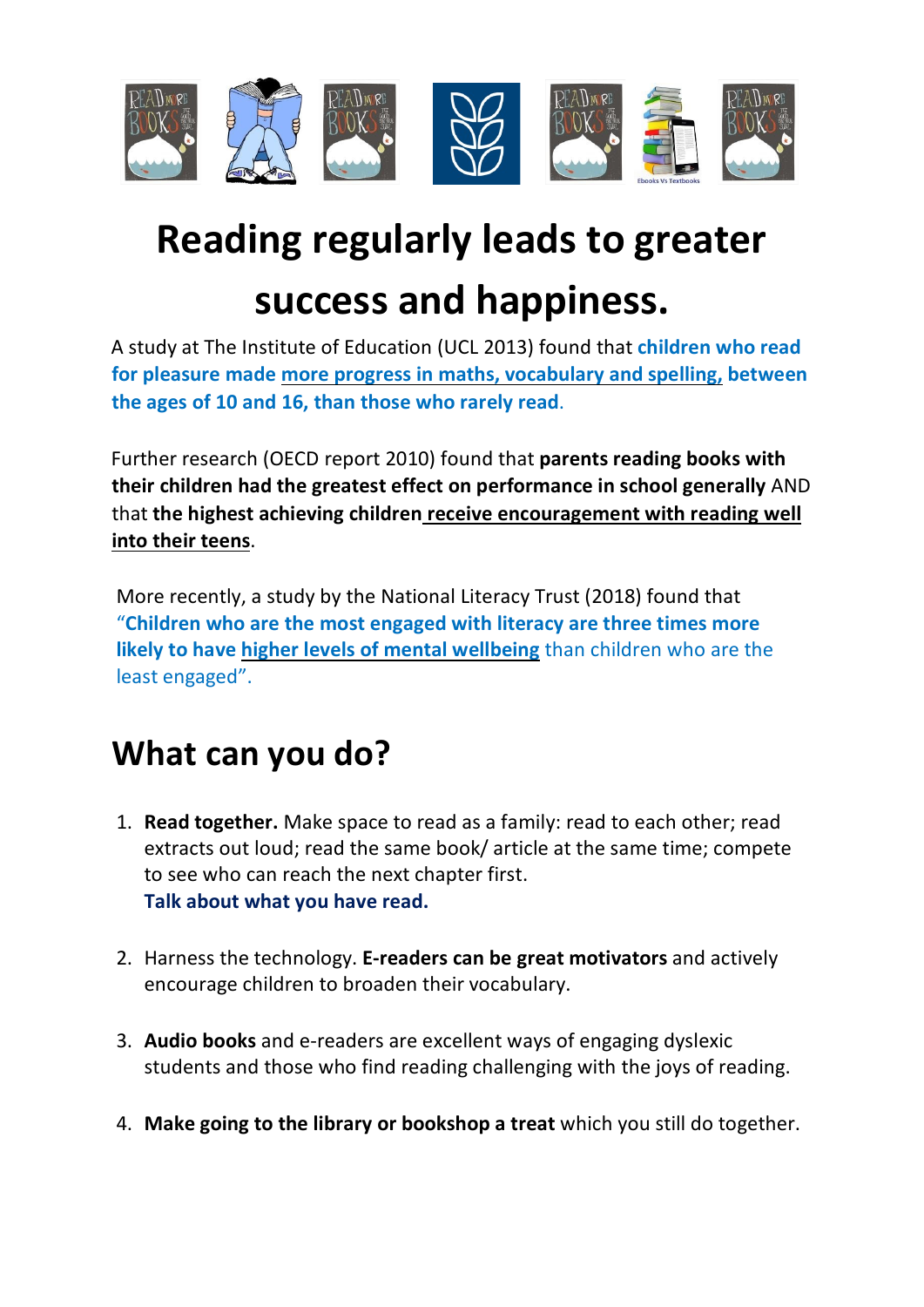# Reading regularly leads to greater success and happiness.

A study at The Institute of Education (UCL 2013) found that **children who read for pleasure made more progress in maths, vocabulary and spelling, between the ages of 10 and 16, than those who rarely read**.

Further research (OECD report 2010) found that **parents reading books with their children had the greatest effect on performance in school generally** AND that **the highest achieving children receive encouragement with reading well into their teens**.

More recently, a study by the National Literacy Trust (2018) found that "**Children who are the most engaged with literacy are three times more likely to have higher levels of mental wellbeing** than children who are the least engaged".

## What can you do?

1. **Read together.** Make space to read as a family: read to each other; read extracts out loud; read the same book/ article at the same time; compete to see who can reach the next chapter first.
   **Talk about what you have read.**

2. Harness the technology. **E-readers can be great motivators** and actively encourage children to broaden their vocabulary.

3. **Audio books** and e-readers are excellent ways of engaging dyslexic students and those who find reading challenging with the joys of reading.

4. **Make going to the library or bookshop a treat** which you still do together.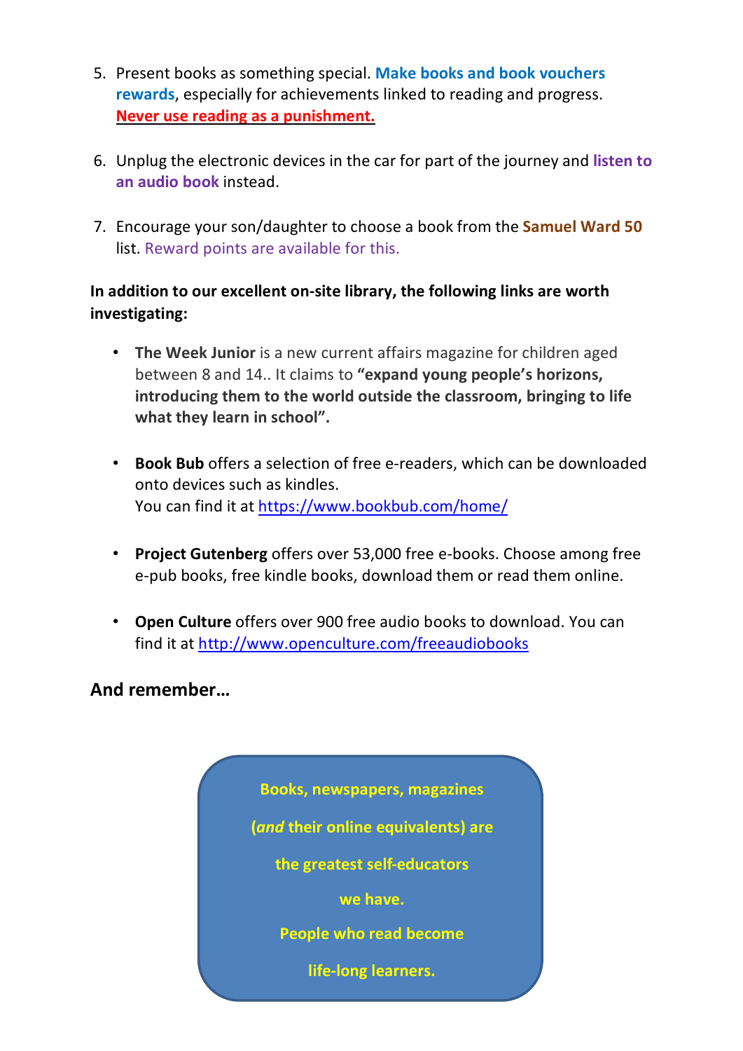5. Present books as something special. **Make books and book vouchers rewards**, especially for achievements linked to reading and progress. **Never use reading as a punishment.**

6. Unplug the electronic devices in the car for part of the journey and **listen to an audio book** instead.

7. Encourage your son/daughter to choose a book from the **Samuel Ward 50** list. Reward points are available for this.

**In addition to our excellent on-site library, the following links are worth investigating:**

- **The Week Junior** is a new current affairs magazine for children aged between 8 and 14.. It claims to **"expand young people's horizons, introducing them to the world outside the classroom, bringing to life what they learn in school".**

- **Book Bub** offers a selection of free e-readers, which can be downloaded onto devices such as kindles.
  You can find it at https://www.bookbub.com/home/

- **Project Gutenberg** offers over 53,000 free e-books. Choose among free e-pub books, free kindle books, download them or read them online.

- **Open Culture** offers over 900 free audio books to download. You can find it at http://www.openculture.com/freeaudiobooks

## And remember…

**Books, newspapers, magazines**

**(*and* their online equivalents) are**

**the greatest self-educators**

**we have.**

**People who read become**

**life-long learners.**